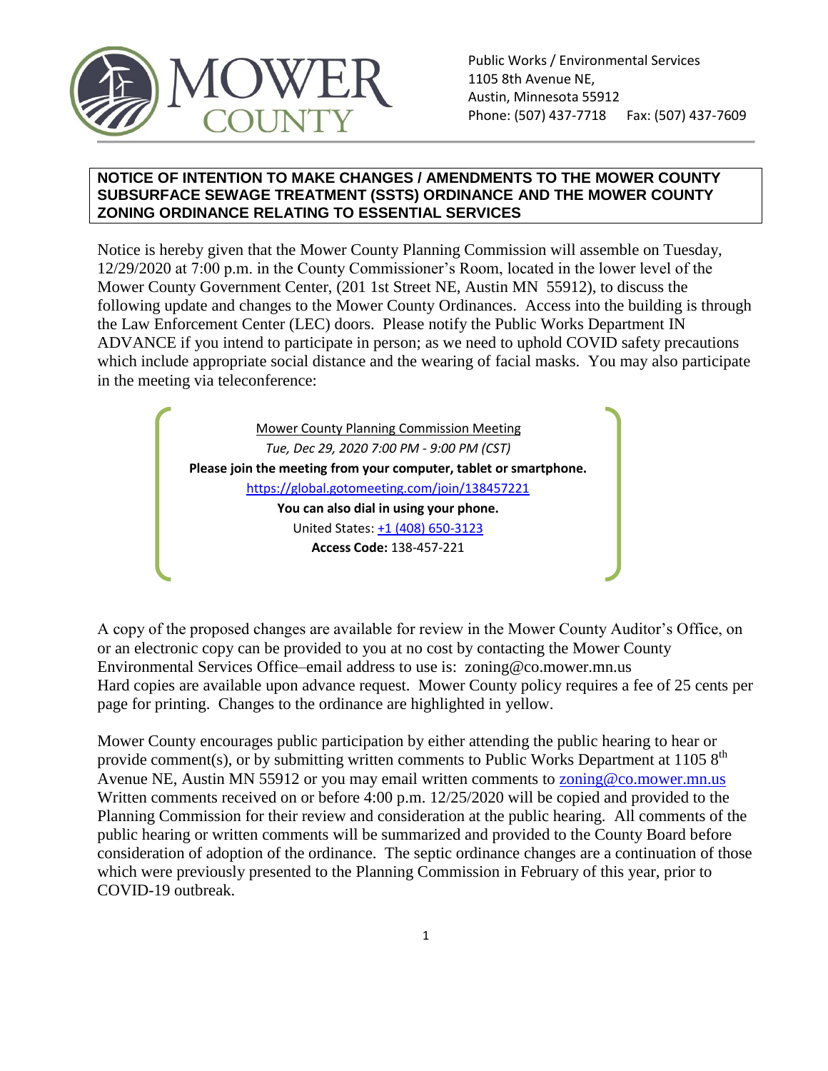MOWER COUNTY

Public Works / Environmental Services
1105 8th Avenue NE,
Austin, Minnesota 55912
Phone: (507) 437-7718 Fax: (507) 437-7609

## NOTICE OF INTENTION TO MAKE CHANGES / AMENDMENTS TO THE MOWER COUNTY SUBSURFACE SEWAGE TREATMENT (SSTS) ORDINANCE AND THE MOWER COUNTY ZONING ORDINANCE RELATING TO ESSENTIAL SERVICES

Notice is hereby given that the Mower County Planning Commission will assemble on Tuesday, 12/29/2020 at 7:00 p.m. in the County Commissioner's Room, located in the lower level of the Mower County Government Center, (201 1st Street NE, Austin MN 55912), to discuss the following update and changes to the Mower County Ordinances. Access into the building is through the Law Enforcement Center (LEC) doors. Please notify the Public Works Department IN ADVANCE if you intend to participate in person; as we need to uphold COVID safety precautions which include appropriate social distance and the wearing of facial masks. You may also participate in the meeting via teleconference:

Mower County Planning Commission Meeting
*Tue, Dec 29, 2020 7:00 PM - 9:00 PM (CST)*
**Please join the meeting from your computer, tablet or smartphone.**
https://global.gotomeeting.com/join/138457221
**You can also dial in using your phone.**
United States: +1 (408) 650-3123
**Access Code:** 138-457-221

A copy of the proposed changes are available for review in the Mower County Auditor's Office, on or an electronic copy can be provided to you at no cost by contacting the Mower County Environmental Services Office–email address to use is: zoning@co.mower.mn.us
Hard copies are available upon advance request. Mower County policy requires a fee of 25 cents per page for printing. Changes to the ordinance are highlighted in yellow.

Mower County encourages public participation by either attending the public hearing to hear or provide comment(s), or by submitting written comments to Public Works Department at 1105 8th Avenue NE, Austin MN 55912 or you may email written comments to zoning@co.mower.mn.us Written comments received on or before 4:00 p.m. 12/25/2020 will be copied and provided to the Planning Commission for their review and consideration at the public hearing. All comments of the public hearing or written comments will be summarized and provided to the County Board before consideration of adoption of the ordinance. The septic ordinance changes are a continuation of those which were previously presented to the Planning Commission in February of this year, prior to COVID-19 outbreak.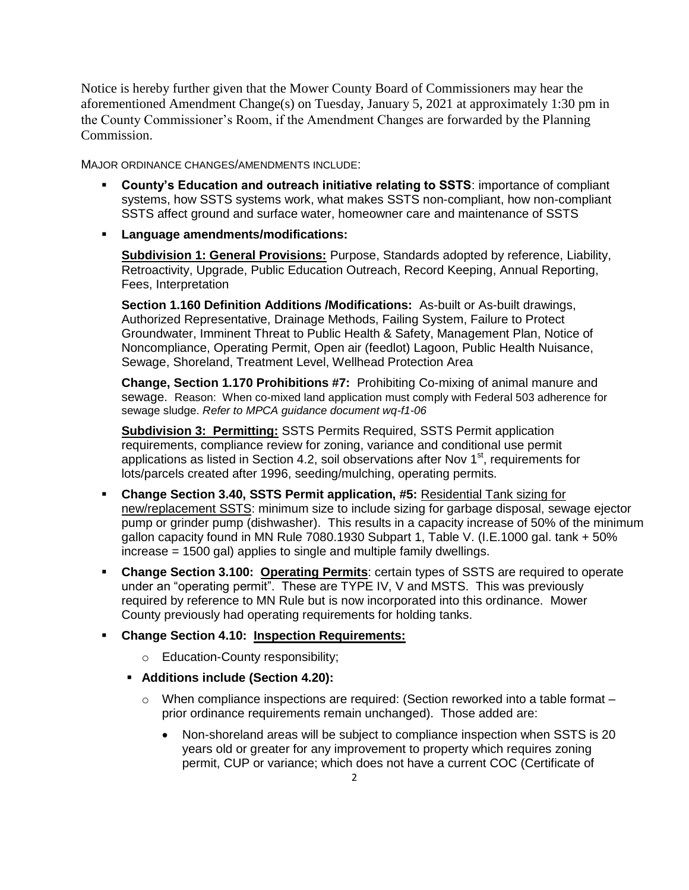Notice is hereby further given that the Mower County Board of Commissioners may hear the aforementioned Amendment Change(s) on Tuesday, January 5, 2021 at approximately 1:30 pm in the County Commissioner's Room, if the Amendment Changes are forwarded by the Planning Commission.

MAJOR ORDINANCE CHANGES/AMENDMENTS INCLUDE:

- **County's Education and outreach initiative relating to SSTS**: importance of compliant systems, how SSTS systems work, what makes SSTS non-compliant, how non-compliant SSTS affect ground and surface water, homeowner care and maintenance of SSTS
- **Language amendments/modifications:**

  **Subdivision 1: General Provisions:** Purpose, Standards adopted by reference, Liability, Retroactivity, Upgrade, Public Education Outreach, Record Keeping, Annual Reporting, Fees, Interpretation

  **Section 1.160 Definition Additions /Modifications:** As-built or As-built drawings, Authorized Representative, Drainage Methods, Failing System, Failure to Protect Groundwater, Imminent Threat to Public Health & Safety, Management Plan, Notice of Noncompliance, Operating Permit, Open air (feedlot) Lagoon, Public Health Nuisance, Sewage, Shoreland, Treatment Level, Wellhead Protection Area

  **Change, Section 1.170 Prohibitions #7:** Prohibiting Co-mixing of animal manure and sewage. Reason: When co-mixed land application must comply with Federal 503 adherence for sewage sludge. *Refer to MPCA guidance document wq-f1-06*

  **Subdivision 3: Permitting:** SSTS Permits Required, SSTS Permit application requirements, compliance review for zoning, variance and conditional use permit applications as listed in Section 4.2, soil observations after Nov 1st, requirements for lots/parcels created after 1996, seeding/mulching, operating permits.

- **Change Section 3.40, SSTS Permit application, #5:** Residential Tank sizing for new/replacement SSTS: minimum size to include sizing for garbage disposal, sewage ejector pump or grinder pump (dishwasher). This results in a capacity increase of 50% of the minimum gallon capacity found in MN Rule 7080.1930 Subpart 1, Table V. (I.E.1000 gal. tank + 50% increase = 1500 gal) applies to single and multiple family dwellings.
- **Change Section 3.100: Operating Permits**: certain types of SSTS are required to operate under an "operating permit". These are TYPE IV, V and MSTS. This was previously required by reference to MN Rule but is now incorporated into this ordinance. Mower County previously had operating requirements for holding tanks.
- **Change Section 4.10: Inspection Requirements:**
  - Education-County responsibility;
  - **Additions include (Section 4.20):**
    - When compliance inspections are required: (Section reworked into a table format – prior ordinance requirements remain unchanged). Those added are:
      - Non-shoreland areas will be subject to compliance inspection when SSTS is 20 years old or greater for any improvement to property which requires zoning permit, CUP or variance; which does not have a current COC (Certificate of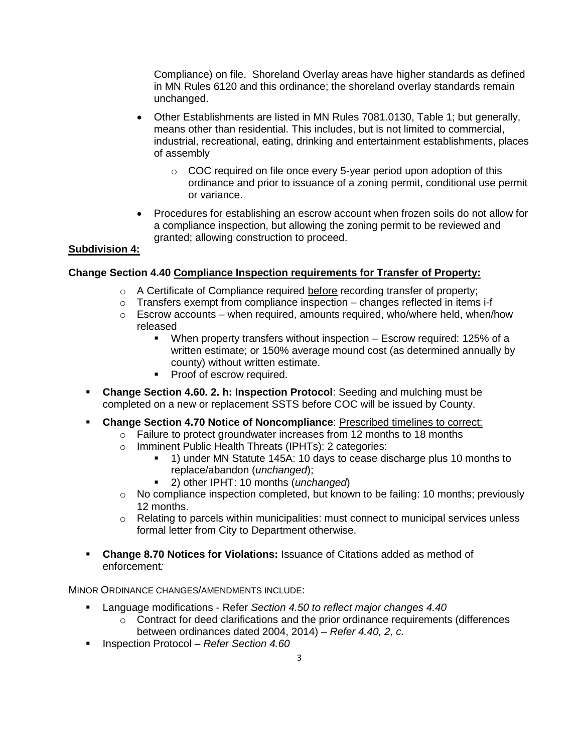Compliance) on file. Shoreland Overlay areas have higher standards as defined in MN Rules 6120 and this ordinance; the shoreland overlay standards remain unchanged.

- Other Establishments are listed in MN Rules 7081.0130, Table 1; but generally, means other than residential. This includes, but is not limited to commercial, industrial, recreational, eating, drinking and entertainment establishments, places of assembly
    - COC required on file once every 5-year period upon adoption of this ordinance and prior to issuance of a zoning permit, conditional use permit or variance.
- Procedures for establishing an escrow account when frozen soils do not allow for a compliance inspection, but allowing the zoning permit to be reviewed and granted; allowing construction to proceed.

**Subdivision 4:**

**Change Section 4.40 Compliance Inspection requirements for Transfer of Property:**

- A Certificate of Compliance required before recording transfer of property;
- Transfers exempt from compliance inspection – changes reflected in items i-f
- Escrow accounts – when required, amounts required, who/where held, when/how released
    - When property transfers without inspection – Escrow required: 125% of a written estimate; or 150% average mound cost (as determined annually by county) without written estimate.
    - Proof of escrow required.

- **Change Section 4.60. 2. h: Inspection Protocol**: Seeding and mulching must be completed on a new or replacement SSTS before COC will be issued by County.
- **Change Section 4.70 Notice of Noncompliance**: Prescribed timelines to correct:
    - Failure to protect groundwater increases from 12 months to 18 months
    - Imminent Public Health Threats (IPHTs): 2 categories:
        - 1) under MN Statute 145A: 10 days to cease discharge plus 10 months to replace/abandon (*unchanged*);
        - 2) other IPHT: 10 months (*unchanged*)
    - No compliance inspection completed, but known to be failing: 10 months; previously 12 months.
    - Relating to parcels within municipalities: must connect to municipal services unless formal letter from City to Department otherwise.
- **Change 8.70 Notices for Violations:** Issuance of Citations added as method of enforcement*:*

MINOR ORDINANCE CHANGES/AMENDMENTS INCLUDE:

- Language modifications - Refer *Section 4.50 to reflect major changes 4.40*
    - Contract for deed clarifications and the prior ordinance requirements (differences between ordinances dated 2004, 2014) – *Refer 4.40, 2, c.*
- Inspection Protocol – *Refer Section 4.60*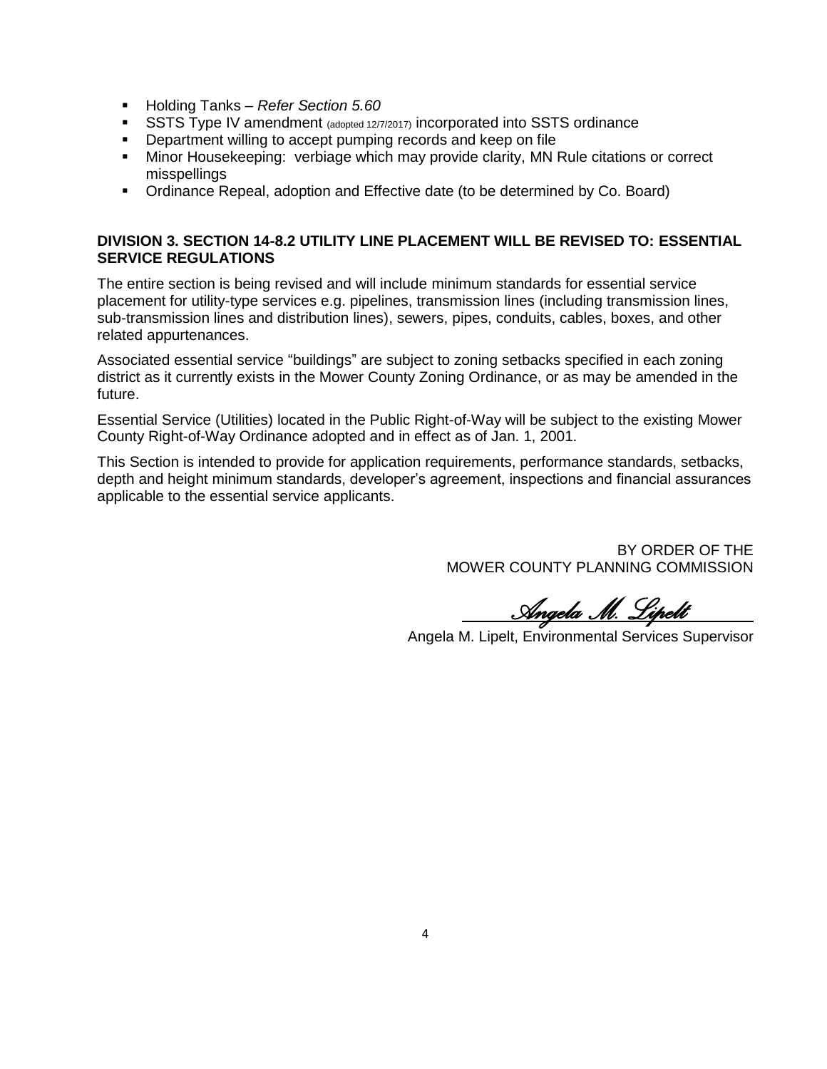- Holding Tanks – *Refer Section 5.60*
- SSTS Type IV amendment (adopted 12/7/2017) incorporated into SSTS ordinance
- Department willing to accept pumping records and keep on file
- Minor Housekeeping: verbiage which may provide clarity, MN Rule citations or correct misspellings
- Ordinance Repeal, adoption and Effective date (to be determined by Co. Board)

**DIVISION 3. SECTION 14-8.2 UTILITY LINE PLACEMENT WILL BE REVISED TO: ESSENTIAL SERVICE REGULATIONS**

The entire section is being revised and will include minimum standards for essential service placement for utility-type services e.g. pipelines, transmission lines (including transmission lines, sub-transmission lines and distribution lines), sewers, pipes, conduits, cables, boxes, and other related appurtenances.

Associated essential service "buildings" are subject to zoning setbacks specified in each zoning district as it currently exists in the Mower County Zoning Ordinance, or as may be amended in the future.

Essential Service (Utilities) located in the Public Right-of-Way will be subject to the existing Mower County Right-of-Way Ordinance adopted and in effect as of Jan. 1, 2001.

This Section is intended to provide for application requirements, performance standards, setbacks, depth and height minimum standards, developer's agreement, inspections and financial assurances applicable to the essential service applicants.

BY ORDER OF THE
MOWER COUNTY PLANNING COMMISSION

*Angela M. Lipelt*

Angela M. Lipelt, Environmental Services Supervisor